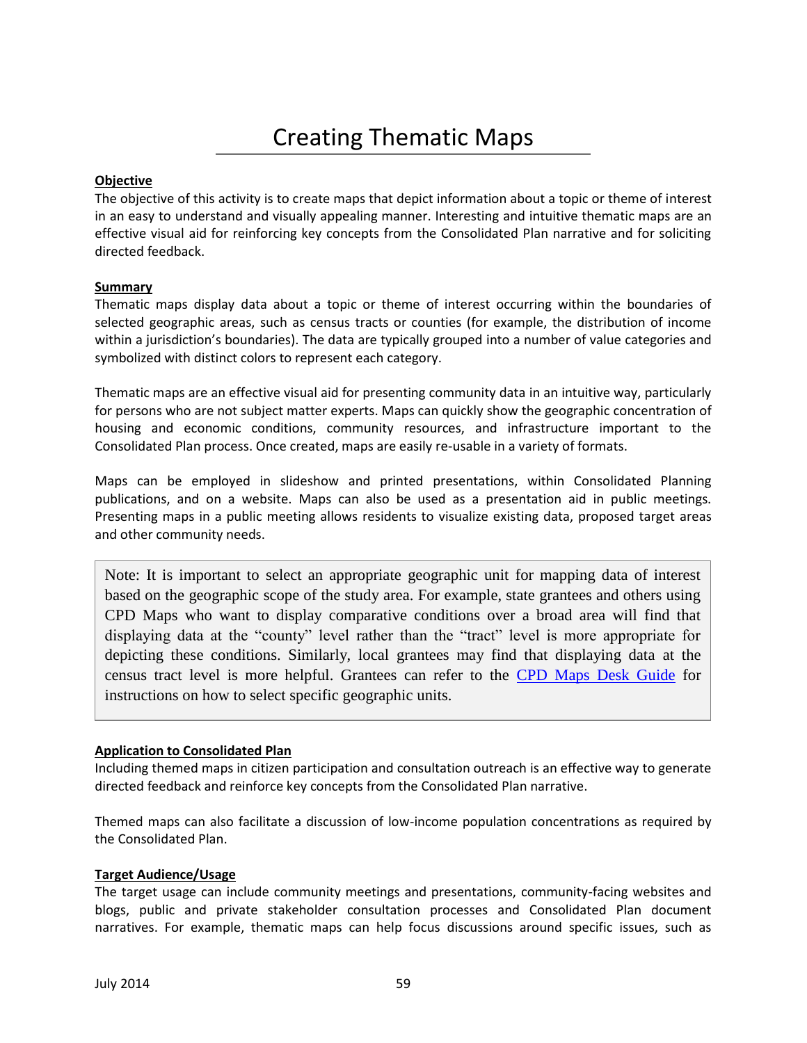# Creating Thematic Maps

**Objective**

The objective of this activity is to create maps that depict information about a topic or theme of interest in an easy to understand and visually appealing manner. Interesting and intuitive thematic maps are an effective visual aid for reinforcing key concepts from the Consolidated Plan narrative and for soliciting directed feedback.

**Summary**

Thematic maps display data about a topic or theme of interest occurring within the boundaries of selected geographic areas, such as census tracts or counties (for example, the distribution of income within a jurisdiction's boundaries). The data are typically grouped into a number of value categories and symbolized with distinct colors to represent each category.

Thematic maps are an effective visual aid for presenting community data in an intuitive way, particularly for persons who are not subject matter experts. Maps can quickly show the geographic concentration of housing and economic conditions, community resources, and infrastructure important to the Consolidated Plan process. Once created, maps are easily re-usable in a variety of formats.

Maps can be employed in slideshow and printed presentations, within Consolidated Planning publications, and on a website. Maps can also be used as a presentation aid in public meetings. Presenting maps in a public meeting allows residents to visualize existing data, proposed target areas and other community needs.

> Note: It is important to select an appropriate geographic unit for mapping data of interest based on the geographic scope of the study area. For example, state grantees and others using CPD Maps who want to display comparative conditions over a broad area will find that displaying data at the "county" level rather than the "tract" level is more appropriate for depicting these conditions. Similarly, local grantees may find that displaying data at the census tract level is more helpful. Grantees can refer to the CPD Maps Desk Guide for instructions on how to select specific geographic units.

**Application to Consolidated Plan**

Including themed maps in citizen participation and consultation outreach is an effective way to generate directed feedback and reinforce key concepts from the Consolidated Plan narrative.

Themed maps can also facilitate a discussion of low-income population concentrations as required by the Consolidated Plan.

**Target Audience/Usage**

The target usage can include community meetings and presentations, community-facing websites and blogs, public and private stakeholder consultation processes and Consolidated Plan document narratives. For example, thematic maps can help focus discussions around specific issues, such as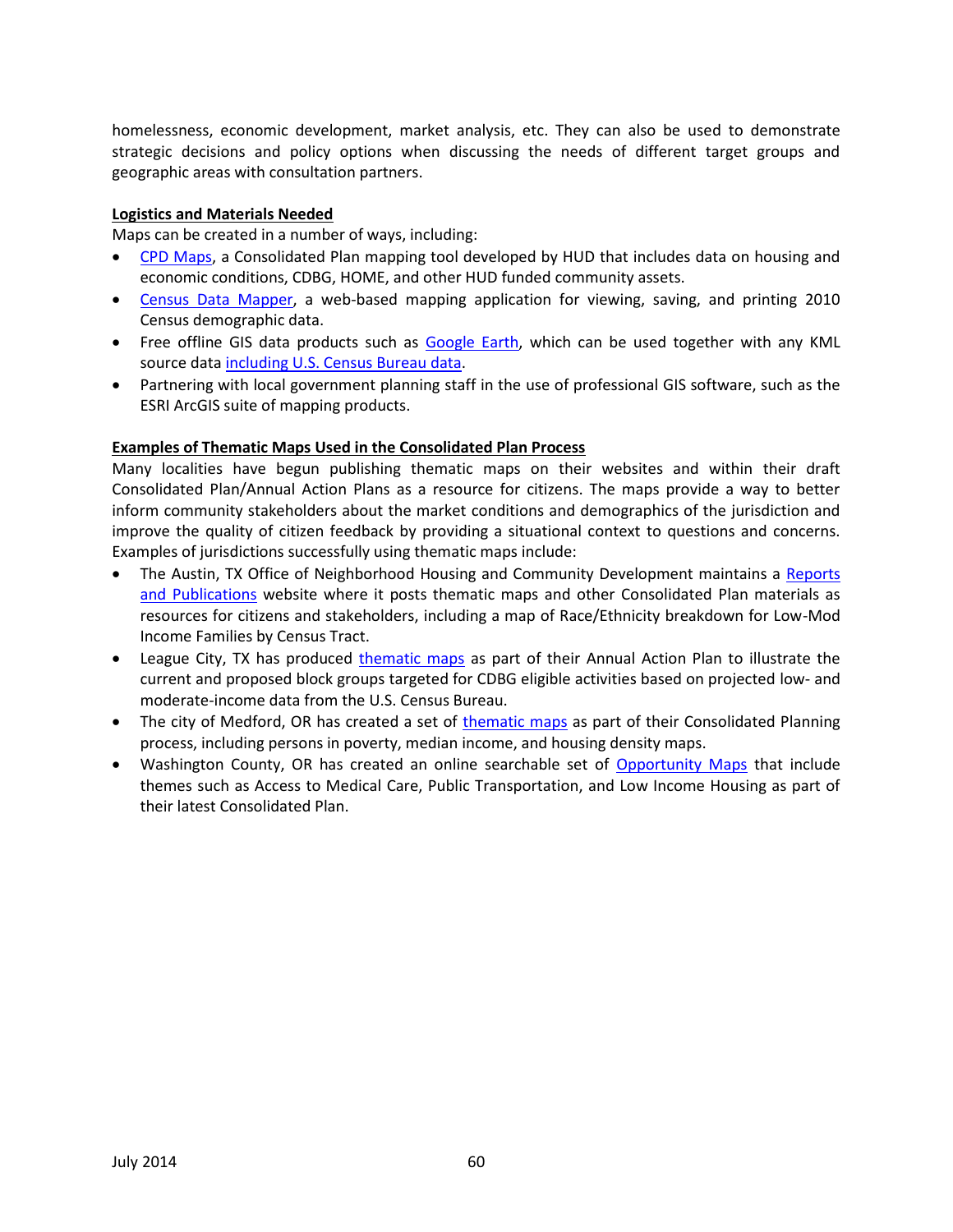homelessness, economic development, market analysis, etc. They can also be used to demonstrate strategic decisions and policy options when discussing the needs of different target groups and geographic areas with consultation partners.

**Logistics and Materials Needed**

Maps can be created in a number of ways, including:

- CPD Maps, a Consolidated Plan mapping tool developed by HUD that includes data on housing and economic conditions, CDBG, HOME, and other HUD funded community assets.
- Census Data Mapper, a web-based mapping application for viewing, saving, and printing 2010 Census demographic data.
- Free offline GIS data products such as Google Earth, which can be used together with any KML source data including U.S. Census Bureau data.
- Partnering with local government planning staff in the use of professional GIS software, such as the ESRI ArcGIS suite of mapping products.

**Examples of Thematic Maps Used in the Consolidated Plan Process**

Many localities have begun publishing thematic maps on their websites and within their draft Consolidated Plan/Annual Action Plans as a resource for citizens. The maps provide a way to better inform community stakeholders about the market conditions and demographics of the jurisdiction and improve the quality of citizen feedback by providing a situational context to questions and concerns. Examples of jurisdictions successfully using thematic maps include:

- The Austin, TX Office of Neighborhood Housing and Community Development maintains a Reports and Publications website where it posts thematic maps and other Consolidated Plan materials as resources for citizens and stakeholders, including a map of Race/Ethnicity breakdown for Low-Mod Income Families by Census Tract.
- League City, TX has produced thematic maps as part of their Annual Action Plan to illustrate the current and proposed block groups targeted for CDBG eligible activities based on projected low- and moderate-income data from the U.S. Census Bureau.
- The city of Medford, OR has created a set of thematic maps as part of their Consolidated Planning process, including persons in poverty, median income, and housing density maps.
- Washington County, OR has created an online searchable set of Opportunity Maps that include themes such as Access to Medical Care, Public Transportation, and Low Income Housing as part of their latest Consolidated Plan.